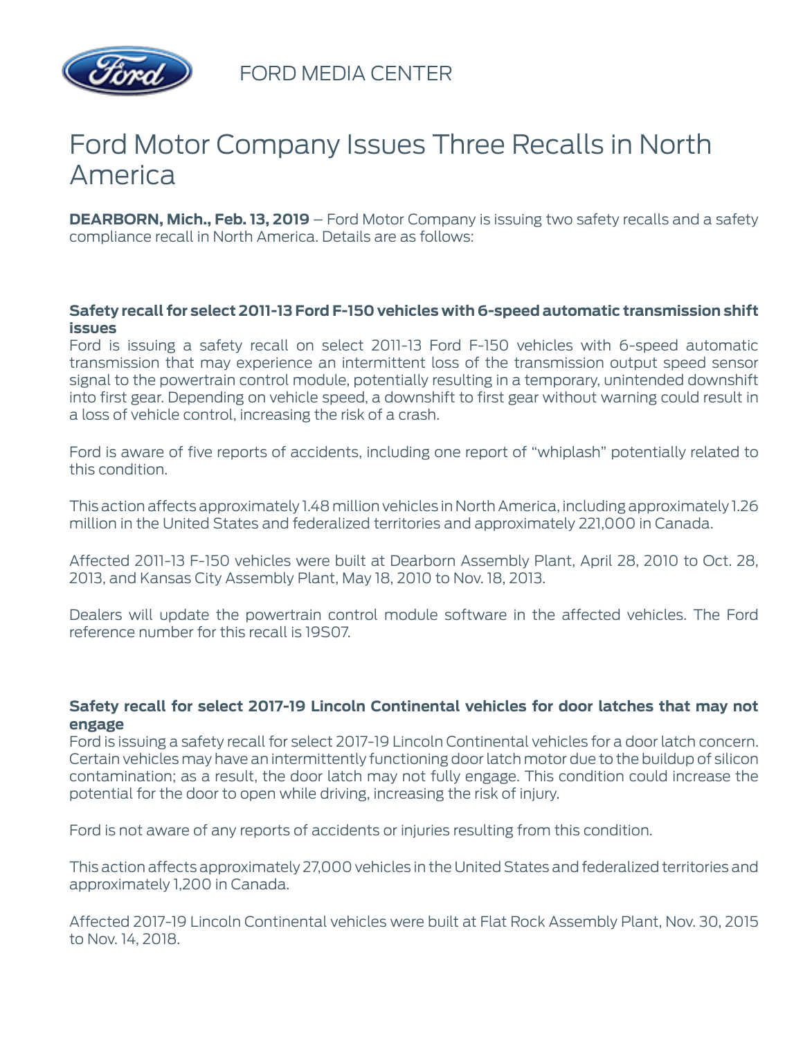FORD MEDIA CENTER

# Ford Motor Company Issues Three Recalls in North America

**DEARBORN, Mich., Feb. 13, 2019** – Ford Motor Company is issuing two safety recalls and a safety compliance recall in North America. Details are as follows:

**Safety recall for select 2011-13 Ford F-150 vehicles with 6-speed automatic transmission shift issues**

Ford is issuing a safety recall on select 2011-13 Ford F-150 vehicles with 6-speed automatic transmission that may experience an intermittent loss of the transmission output speed sensor signal to the powertrain control module, potentially resulting in a temporary, unintended downshift into first gear. Depending on vehicle speed, a downshift to first gear without warning could result in a loss of vehicle control, increasing the risk of a crash.

Ford is aware of five reports of accidents, including one report of "whiplash" potentially related to this condition.

This action affects approximately 1.48 million vehicles in North America, including approximately 1.26 million in the United States and federalized territories and approximately 221,000 in Canada.

Affected 2011-13 F-150 vehicles were built at Dearborn Assembly Plant, April 28, 2010 to Oct. 28, 2013, and Kansas City Assembly Plant, May 18, 2010 to Nov. 18, 2013.

Dealers will update the powertrain control module software in the affected vehicles. The Ford reference number for this recall is 19S07.

**Safety recall for select 2017-19 Lincoln Continental vehicles for door latches that may not engage**

Ford is issuing a safety recall for select 2017-19 Lincoln Continental vehicles for a door latch concern. Certain vehicles may have an intermittently functioning door latch motor due to the buildup of silicon contamination; as a result, the door latch may not fully engage. This condition could increase the potential for the door to open while driving, increasing the risk of injury.

Ford is not aware of any reports of accidents or injuries resulting from this condition.

This action affects approximately 27,000 vehicles in the United States and federalized territories and approximately 1,200 in Canada.

Affected 2017-19 Lincoln Continental vehicles were built at Flat Rock Assembly Plant, Nov. 30, 2015 to Nov. 14, 2018.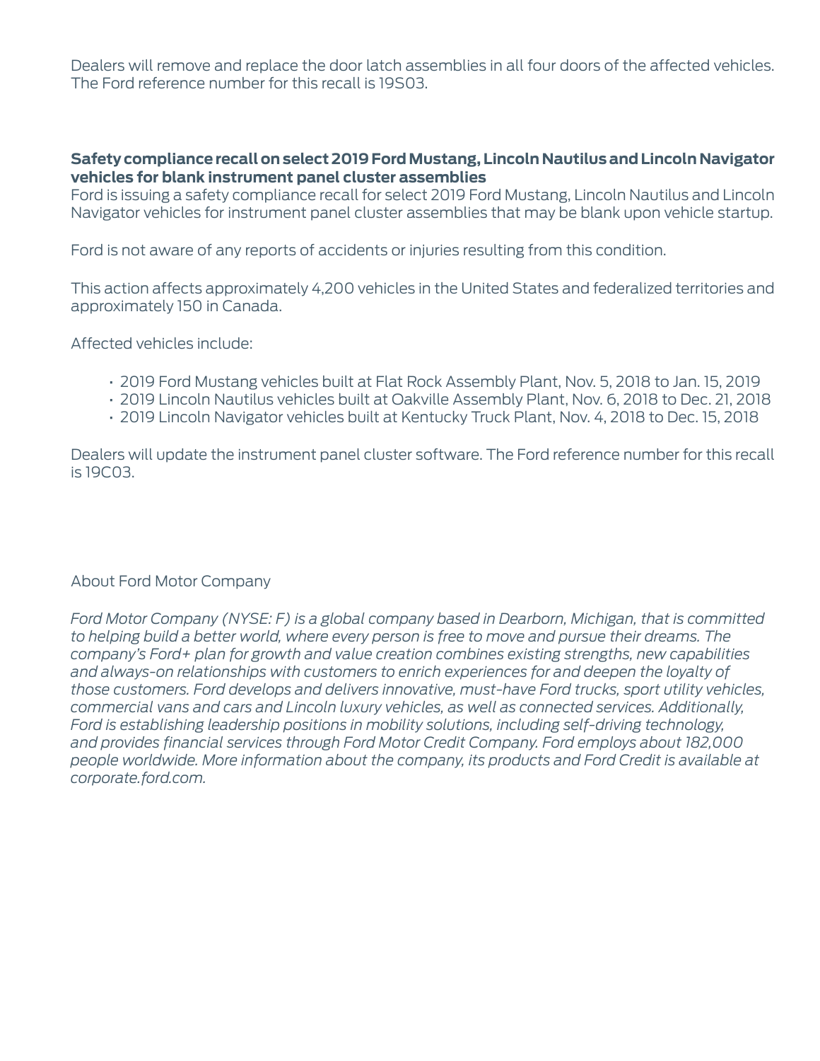Dealers will remove and replace the door latch assemblies in all four doors of the affected vehicles. The Ford reference number for this recall is 19S03.

**Safety compliance recall on select 2019 Ford Mustang, Lincoln Nautilus and Lincoln Navigator vehicles for blank instrument panel cluster assemblies**

Ford is issuing a safety compliance recall for select 2019 Ford Mustang, Lincoln Nautilus and Lincoln Navigator vehicles for instrument panel cluster assemblies that may be blank upon vehicle startup.

Ford is not aware of any reports of accidents or injuries resulting from this condition.

This action affects approximately 4,200 vehicles in the United States and federalized territories and approximately 150 in Canada.

Affected vehicles include:

- 2019 Ford Mustang vehicles built at Flat Rock Assembly Plant, Nov. 5, 2018 to Jan. 15, 2019
- 2019 Lincoln Nautilus vehicles built at Oakville Assembly Plant, Nov. 6, 2018 to Dec. 21, 2018
- 2019 Lincoln Navigator vehicles built at Kentucky Truck Plant, Nov. 4, 2018 to Dec. 15, 2018

Dealers will update the instrument panel cluster software. The Ford reference number for this recall is 19C03.

About Ford Motor Company

*Ford Motor Company (NYSE: F) is a global company based in Dearborn, Michigan, that is committed to helping build a better world, where every person is free to move and pursue their dreams. The company's Ford+ plan for growth and value creation combines existing strengths, new capabilities and always-on relationships with customers to enrich experiences for and deepen the loyalty of those customers. Ford develops and delivers innovative, must-have Ford trucks, sport utility vehicles, commercial vans and cars and Lincoln luxury vehicles, as well as connected services. Additionally, Ford is establishing leadership positions in mobility solutions, including self-driving technology, and provides financial services through Ford Motor Credit Company. Ford employs about 182,000 people worldwide. More information about the company, its products and Ford Credit is available at corporate.ford.com.*